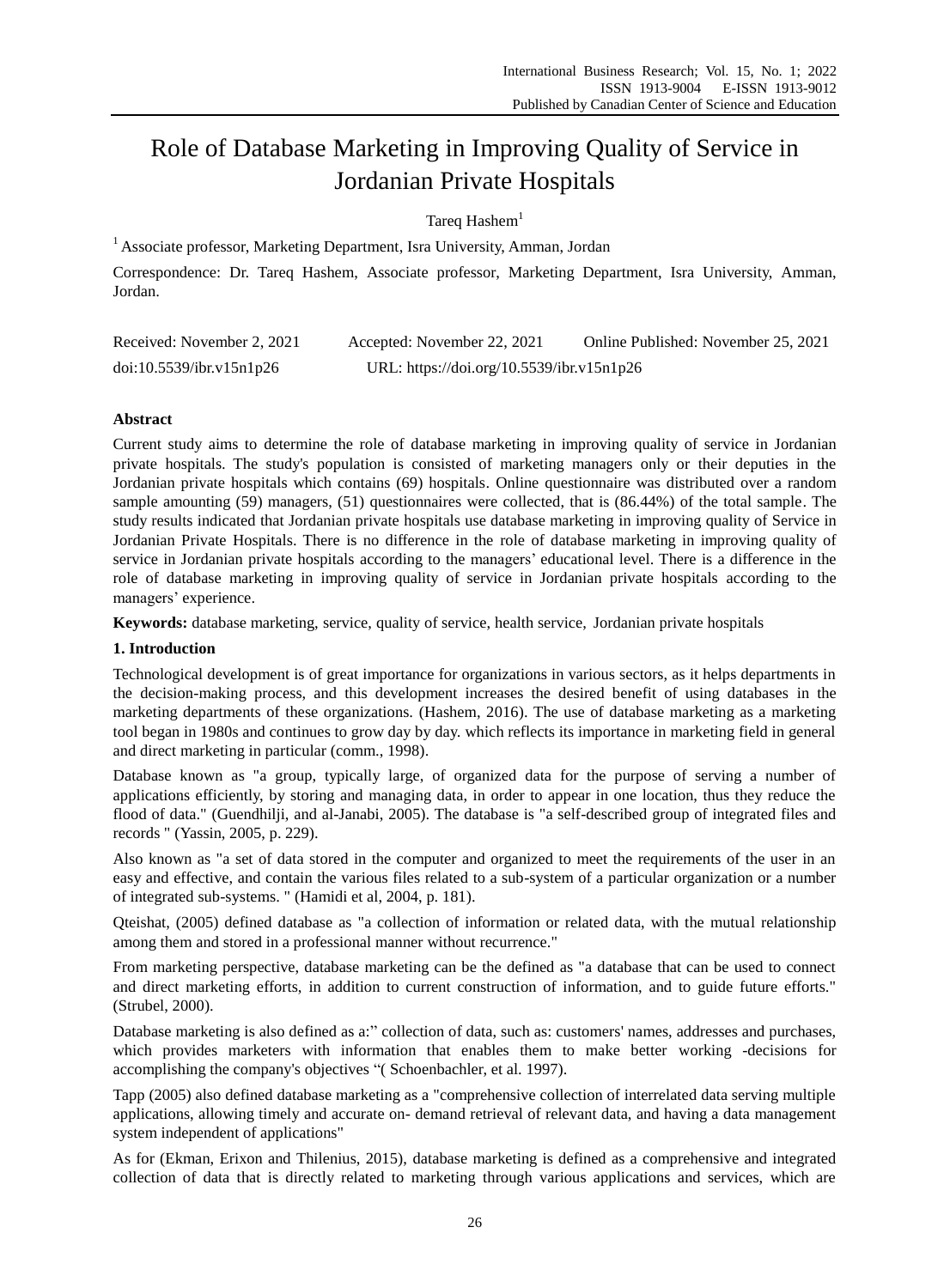# Role of Database Marketing in Improving Quality of Service in Jordanian Private Hospitals

Tareq Hashem[1]

[1] Associate professor, Marketing Department, Isra University, Amman, Jordan

Correspondence: Dr. Tareq Hashem, Associate professor, Marketing Department, Isra University, Amman, Jordan.

Received: November 2, 2021 Accepted: November 22, 2021 Online Published: November 25, 2021

doi:10.5539/ibr.v15n1p26 URL: https://doi.org/10.5539/ibr.v15n1p26

**Abstract**

Current study aims to determine the role of database marketing in improving quality of service in Jordanian private hospitals. The study's population is consisted of marketing managers only or their deputies in the Jordanian private hospitals which contains (69) hospitals. Online questionnaire was distributed over a random sample amounting (59) managers, (51) questionnaires were collected, that is (86.44%) of the total sample. The study results indicated that Jordanian private hospitals use database marketing in improving quality of Service in Jordanian Private Hospitals. There is no difference in the role of database marketing in improving quality of service in Jordanian private hospitals according to the managers' educational level. There is a difference in the role of database marketing in improving quality of service in Jordanian private hospitals according to the managers' experience.

**Keywords:** database marketing, service, quality of service, health service, Jordanian private hospitals

## 1. Introduction

Technological development is of great importance for organizations in various sectors, as it helps departments in the decision-making process, and this development increases the desired benefit of using databases in the marketing departments of these organizations. (Hashem, 2016). The use of database marketing as a marketing tool began in 1980s and continues to grow day by day. which reflects its importance in marketing field in general and direct marketing in particular (comm., 1998).

Database known as "a group, typically large, of organized data for the purpose of serving a number of applications efficiently, by storing and managing data, in order to appear in one location, thus they reduce the flood of data." (Guendhilji, and al-Janabi, 2005). The database is "a self-described group of integrated files and records " (Yassin, 2005, p. 229).

Also known as "a set of data stored in the computer and organized to meet the requirements of the user in an easy and effective, and contain the various files related to a sub-system of a particular organization or a number of integrated sub-systems. " (Hamidi et al, 2004, p. 181).

Qteishat, (2005) defined database as "a collection of information or related data, with the mutual relationship among them and stored in a professional manner without recurrence."

From marketing perspective, database marketing can be the defined as "a database that can be used to connect and direct marketing efforts, in addition to current construction of information, and to guide future efforts." (Strubel, 2000).

Database marketing is also defined as a:" collection of data, such as: customers' names, addresses and purchases, which provides marketers with information that enables them to make better working -decisions for accomplishing the company's objectives "( Schoenbachler, et al. 1997).

Tapp (2005) also defined database marketing as a "comprehensive collection of interrelated data serving multiple applications, allowing timely and accurate on- demand retrieval of relevant data, and having a data management system independent of applications"

As for (Ekman, Erixon and Thilenius, 2015), database marketing is defined as a comprehensive and integrated collection of data that is directly related to marketing through various applications and services, which are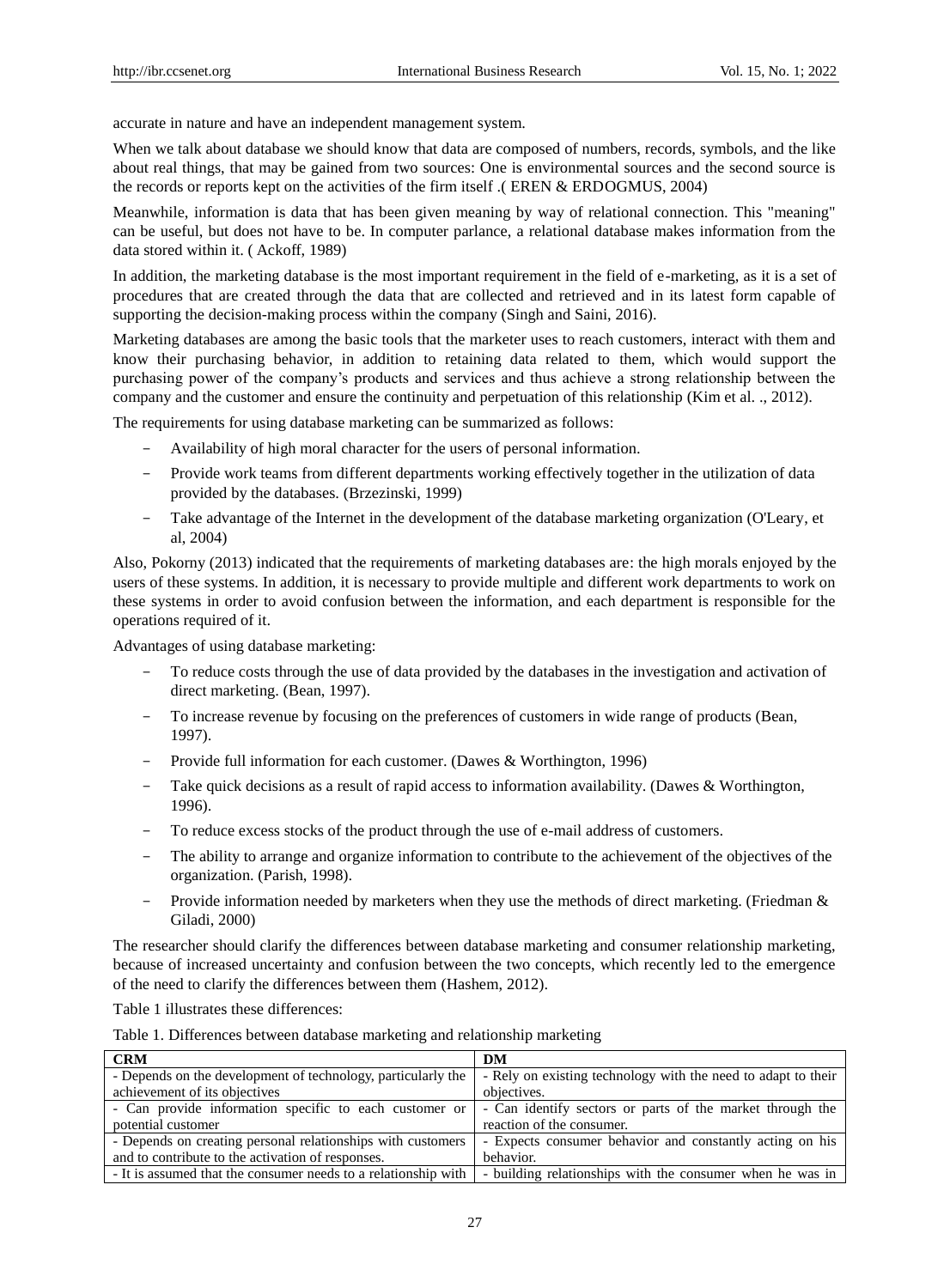accurate in nature and have an independent management system.

When we talk about database we should know that data are composed of numbers, records, symbols, and the like about real things, that may be gained from two sources: One is environmental sources and the second source is the records or reports kept on the activities of the firm itself .( EREN & ERDOGMUS, 2004)

Meanwhile, information is data that has been given meaning by way of relational connection. This "meaning" can be useful, but does not have to be. In computer parlance, a relational database makes information from the data stored within it. ( Ackoff, 1989)

In addition, the marketing database is the most important requirement in the field of e-marketing, as it is a set of procedures that are created through the data that are collected and retrieved and in its latest form capable of supporting the decision-making process within the company (Singh and Saini, 2016).

Marketing databases are among the basic tools that the marketer uses to reach customers, interact with them and know their purchasing behavior, in addition to retaining data related to them, which would support the purchasing power of the company's products and services and thus achieve a strong relationship between the company and the customer and ensure the continuity and perpetuation of this relationship (Kim et al. ., 2012).

The requirements for using database marketing can be summarized as follows:

- Availability of high moral character for the users of personal information.
- Provide work teams from different departments working effectively together in the utilization of data provided by the databases. (Brzezinski, 1999)
- Take advantage of the Internet in the development of the database marketing organization (O'Leary, et al, 2004)

Also, Pokorny (2013) indicated that the requirements of marketing databases are: the high morals enjoyed by the users of these systems. In addition, it is necessary to provide multiple and different work departments to work on these systems in order to avoid confusion between the information, and each department is responsible for the operations required of it.

Advantages of using database marketing:

- To reduce costs through the use of data provided by the databases in the investigation and activation of direct marketing. (Bean, 1997).
- To increase revenue by focusing on the preferences of customers in wide range of products (Bean, 1997).
- Provide full information for each customer. (Dawes & Worthington, 1996)
- Take quick decisions as a result of rapid access to information availability. (Dawes & Worthington, 1996).
- To reduce excess stocks of the product through the use of e-mail address of customers.
- The ability to arrange and organize information to contribute to the achievement of the objectives of the organization. (Parish, 1998).
- Provide information needed by marketers when they use the methods of direct marketing. (Friedman & Giladi, 2000)

The researcher should clarify the differences between database marketing and consumer relationship marketing, because of increased uncertainty and confusion between the two concepts, which recently led to the emergence of the need to clarify the differences between them (Hashem, 2012).

Table 1 illustrates these differences:

Table 1. Differences between database marketing and relationship marketing

| CRM | DM |
|---|---|
| - Depends on the development of technology, particularly the achievement of its objectives | - Rely on existing technology with the need to adapt to their objectives. |
| - Can provide information specific to each customer or potential customer | - Can identify sectors or parts of the market through the reaction of the consumer. |
| - Depends on creating personal relationships with customers and to contribute to the activation of responses. | - Expects consumer behavior and constantly acting on his behavior. |
| - It is assumed that the consumer needs to a relationship with | - building relationships with the consumer when he was in |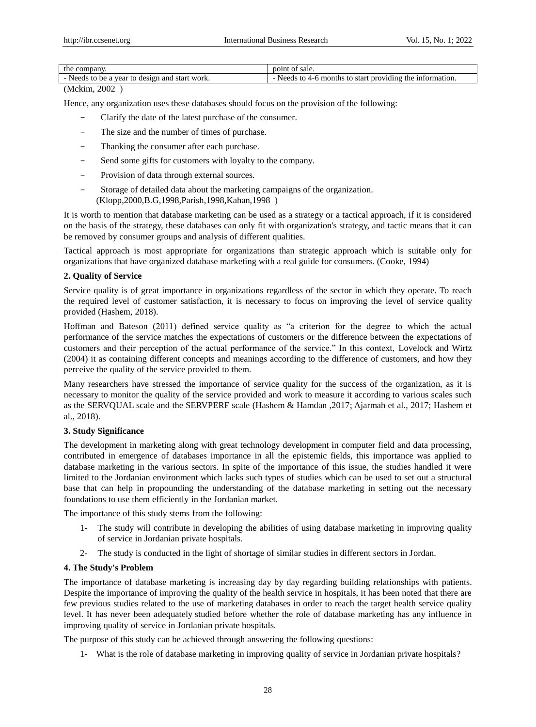| the company. | point of sale. |
|---|---|
| - Needs to be a year to design and start work. | - Needs to 4-6 months to start providing the information. |

(Mckim, 2002 )

Hence, any organization uses these databases should focus on the provision of the following:

- Clarify the date of the latest purchase of the consumer.
- The size and the number of times of purchase.
- Thanking the consumer after each purchase.
- Send some gifts for customers with loyalty to the company.
- Provision of data through external sources.
- Storage of detailed data about the marketing campaigns of the organization. (Klopp,2000,B.G,1998,Parish,1998,Kahan,1998 )

It is worth to mention that database marketing can be used as a strategy or a tactical approach, if it is considered on the basis of the strategy, these databases can only fit with organization's strategy, and tactic means that it can be removed by consumer groups and analysis of different qualities.

Tactical approach is most appropriate for organizations than strategic approach which is suitable only for organizations that have organized database marketing with a real guide for consumers. (Cooke, 1994)

**2. Quality of Service**

Service quality is of great importance in organizations regardless of the sector in which they operate. To reach the required level of customer satisfaction, it is necessary to focus on improving the level of service quality provided (Hashem, 2018).

Hoffman and Bateson (2011) defined service quality as "a criterion for the degree to which the actual performance of the service matches the expectations of customers or the difference between the expectations of customers and their perception of the actual performance of the service." In this context, Lovelock and Wirtz (2004) it as containing different concepts and meanings according to the difference of customers, and how they perceive the quality of the service provided to them.

Many researchers have stressed the importance of service quality for the success of the organization, as it is necessary to monitor the quality of the service provided and work to measure it according to various scales such as the SERVQUAL scale and the SERVPERF scale (Hashem & Hamdan ,2017; Ajarmah et al., 2017; Hashem et al., 2018).

**3. Study Significance**

The development in marketing along with great technology development in computer field and data processing, contributed in emergence of databases importance in all the epistemic fields, this importance was applied to database marketing in the various sectors. In spite of the importance of this issue, the studies handled it were limited to the Jordanian environment which lacks such types of studies which can be used to set out a structural base that can help in propounding the understanding of the database marketing in setting out the necessary foundations to use them efficiently in the Jordanian market.

The importance of this study stems from the following:

1- The study will contribute in developing the abilities of using database marketing in improving quality of service in Jordanian private hospitals.

2- The study is conducted in the light of shortage of similar studies in different sectors in Jordan.

**4. The Study's Problem**

The importance of database marketing is increasing day by day regarding building relationships with patients. Despite the importance of improving the quality of the health service in hospitals, it has been noted that there are few previous studies related to the use of marketing databases in order to reach the target health service quality level. It has never been adequately studied before whether the role of database marketing has any influence in improving quality of service in Jordanian private hospitals.

The purpose of this study can be achieved through answering the following questions:

1- What is the role of database marketing in improving quality of service in Jordanian private hospitals?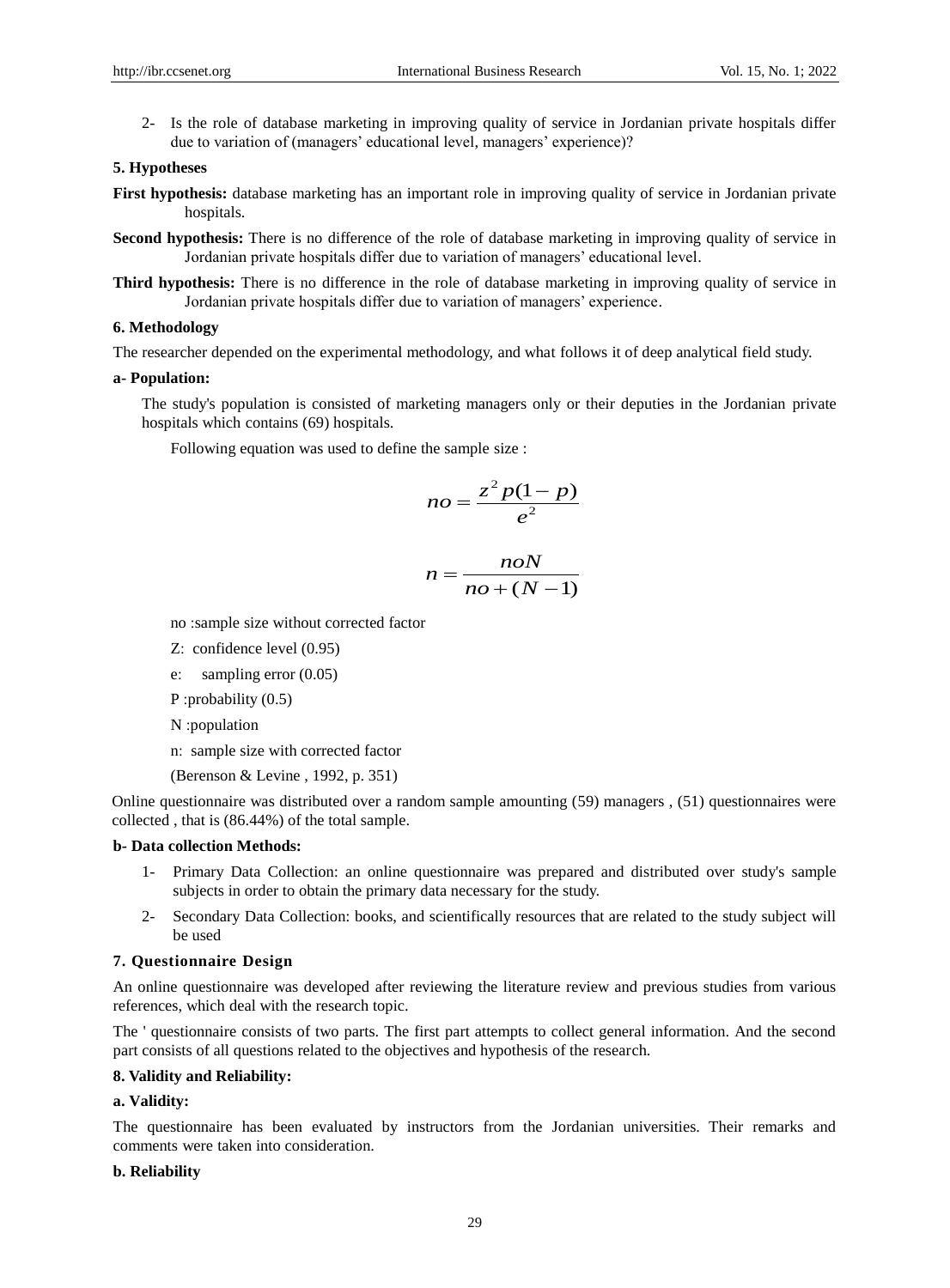2- Is the role of database marketing in improving quality of service in Jordanian private hospitals differ due to variation of (managers' educational level, managers' experience)?

## 5. Hypotheses

**First hypothesis:** database marketing has an important role in improving quality of service in Jordanian private hospitals.

**Second hypothesis:** There is no difference of the role of database marketing in improving quality of service in Jordanian private hospitals differ due to variation of managers' educational level.

**Third hypothesis:** There is no difference in the role of database marketing in improving quality of service in Jordanian private hospitals differ due to variation of managers' experience.

## 6. Methodology

The researcher depended on the experimental methodology, and what follows it of deep analytical field study.

### a- Population:

The study's population is consisted of marketing managers only or their deputies in the Jordanian private hospitals which contains (69) hospitals.

Following equation was used to define the sample size :

$$no = \frac{z^2 p(1-p)}{e^2}$$

$$n = \frac{noN}{no + (N-1)}$$

no :sample size without corrected factor

Z: confidence level (0.95)

e: sampling error (0.05)

P :probability (0.5)

N :population

n: sample size with corrected factor

(Berenson & Levine , 1992, p. 351)

Online questionnaire was distributed over a random sample amounting (59) managers , (51) questionnaires were collected , that is (86.44%) of the total sample.

### b- Data collection Methods:

1- Primary Data Collection: an online questionnaire was prepared and distributed over study's sample subjects in order to obtain the primary data necessary for the study.

2- Secondary Data Collection: books, and scientifically resources that are related to the study subject will be used

## 7. Questionnaire Design

An online questionnaire was developed after reviewing the literature review and previous studies from various references, which deal with the research topic.

The ' questionnaire consists of two parts. The first part attempts to collect general information. And the second part consists of all questions related to the objectives and hypothesis of the research.

## 8. Validity and Reliability:

### a. Validity:

The questionnaire has been evaluated by instructors from the Jordanian universities. Their remarks and comments were taken into consideration.

### b. Reliability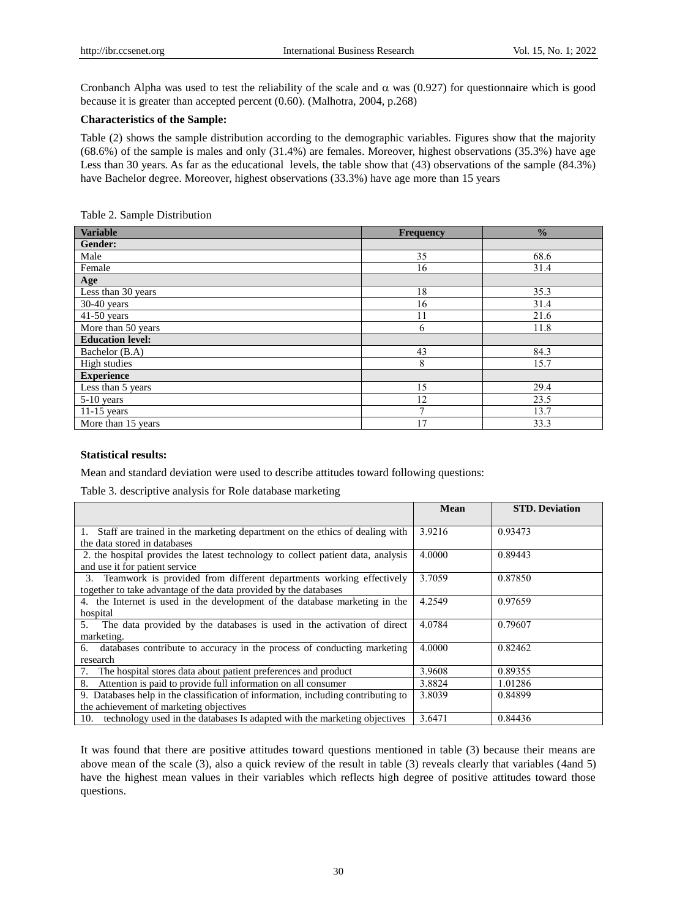Cronbanch Alpha was used to test the reliability of the scale and $\alpha$ was (0.927) for questionnaire which is good because it is greater than accepted percent (0.60). (Malhotra, 2004, p.268)

**Characteristics of the Sample:**

Table (2) shows the sample distribution according to the demographic variables. Figures show that the majority (68.6%) of the sample is males and only (31.4%) are females. Moreover, highest observations (35.3%) have age Less than 30 years. As far as the educational levels, the table show that (43) observations of the sample (84.3%) have Bachelor degree. Moreover, highest observations (33.3%) have age more than 15 years

Table 2. Sample Distribution

| Variable | Frequency | % |
|---|---|---|
| **Gender:** | | |
| Male | 35 | 68.6 |
| Female | 16 | 31.4 |
| **Age** | | |
| Less than 30 years | 18 | 35.3 |
| 30-40 years | 16 | 31.4 |
| 41-50 years | 11 | 21.6 |
| More than 50 years | 6 | 11.8 |
| **Education level:** | | |
| Bachelor (B.A) | 43 | 84.3 |
| High studies | 8 | 15.7 |
| **Experience** | | |
| Less than 5 years | 15 | 29.4 |
| 5-10 years | 12 | 23.5 |
| 11-15 years | 7 | 13.7 |
| More than 15 years | 17 | 33.3 |

**Statistical results:**

Mean and standard deviation were used to describe attitudes toward following questions:

Table 3. descriptive analysis for Role database marketing

| | Mean | STD. Deviation |
|---|---|---|
| 1. Staff are trained in the marketing department on the ethics of dealing with the data stored in databases | 3.9216 | 0.93473 |
| 2. the hospital provides the latest technology to collect patient data, analysis and use it for patient service | 4.0000 | 0.89443 |
| 3. Teamwork is provided from different departments working effectively together to take advantage of the data provided by the databases | 3.7059 | 0.87850 |
| 4. the Internet is used in the development of the database marketing in the hospital | 4.2549 | 0.97659 |
| 5. The data provided by the databases is used in the activation of direct marketing. | 4.0784 | 0.79607 |
| 6. databases contribute to accuracy in the process of conducting marketing research | 4.0000 | 0.82462 |
| 7. The hospital stores data about patient preferences and product | 3.9608 | 0.89355 |
| 8. Attention is paid to provide full information on all consumer | 3.8824 | 1.01286 |
| 9. Databases help in the classification of information, including contributing to the achievement of marketing objectives | 3.8039 | 0.84899 |
| 10. technology used in the databases Is adapted with the marketing objectives | 3.6471 | 0.84436 |

It was found that there are positive attitudes toward questions mentioned in table (3) because their means are above mean of the scale (3), also a quick review of the result in table (3) reveals clearly that variables (4and 5) have the highest mean values in their variables which reflects high degree of positive attitudes toward those questions.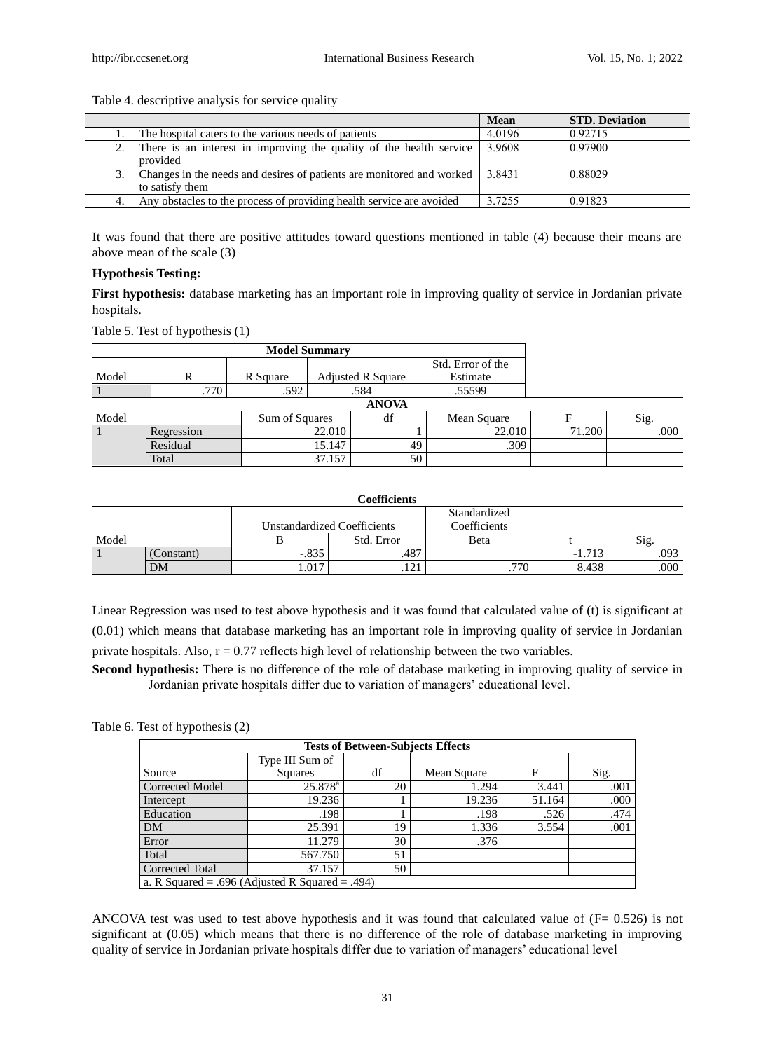Table 4. descriptive analysis for service quality

| | | Mean | STD. Deviation |
|---|---|---|---|
| 1. | The hospital caters to the various needs of patients | 4.0196 | 0.92715 |
| 2. | There is an interest in improving the quality of the health service provided | 3.9608 | 0.97900 |
| 3. | Changes in the needs and desires of patients are monitored and worked to satisfy them | 3.8431 | 0.88029 |
| 4. | Any obstacles to the process of providing health service are avoided | 3.7255 | 0.91823 |

It was found that there are positive attitudes toward questions mentioned in table (4) because their means are above mean of the scale (3)

**Hypothesis Testing:**

**First hypothesis:** database marketing has an important role in improving quality of service in Jordanian private hospitals.

Table 5. Test of hypothesis (1)

| Model Summary | | | | |
|---|---|---|---|---|
| Model | R | R Square | Adjusted R Square | Std. Error of the Estimate |
| 1 | .770 | .592 | .584 | .55599 |

| ANOVA | | | | | | |
|---|---|---|---|---|---|---|
| Model | | Sum of Squares | df | Mean Square | F | Sig. |
| 1 | Regression | 22.010 | 1 | 22.010 | 71.200 | .000 |
| | Residual | 15.147 | 49 | .309 | | |
| | Total | 37.157 | 50 | | | |

| Coefficients | | | | | | |
|---|---|---|---|---|---|---|
| | | Unstandardized Coefficients | | Standardized Coefficients | | |
| Model | | B | Std. Error | Beta | t | Sig. |
| 1 | (Constant) | -.835 | .487 | | -1.713 | .093 |
| | DM | 1.017 | .121 | .770 | 8.438 | .000 |

Linear Regression was used to test above hypothesis and it was found that calculated value of (t) is significant at (0.01) which means that database marketing has an important role in improving quality of service in Jordanian private hospitals. Also, r = 0.77 reflects high level of relationship between the two variables.

**Second hypothesis:** There is no difference of the role of database marketing in improving quality of service in Jordanian private hospitals differ due to variation of managers' educational level.

Table 6. Test of hypothesis (2)

| Tests of Between-Subjects Effects | | | | | |
|---|---|---|---|---|---|
| Source | Type III Sum of Squares | df | Mean Square | F | Sig. |
| Corrected Model | 25.878[a] | 20 | 1.294 | 3.441 | .001 |
| Intercept | 19.236 | 1 | 19.236 | 51.164 | .000 |
| Education | .198 | 1 | .198 | .526 | .474 |
| DM | 25.391 | 19 | 1.336 | 3.554 | .001 |
| Error | 11.279 | 30 | .376 | | |
| Total | 567.750 | 51 | | | |
| Corrected Total | 37.157 | 50 | | | |
| a. R Squared = .696 (Adjusted R Squared = .494) | | | | | |

ANCOVA test was used to test above hypothesis and it was found that calculated value of (F= 0.526) is not significant at (0.05) which means that there is no difference of the role of database marketing in improving quality of service in Jordanian private hospitals differ due to variation of managers' educational level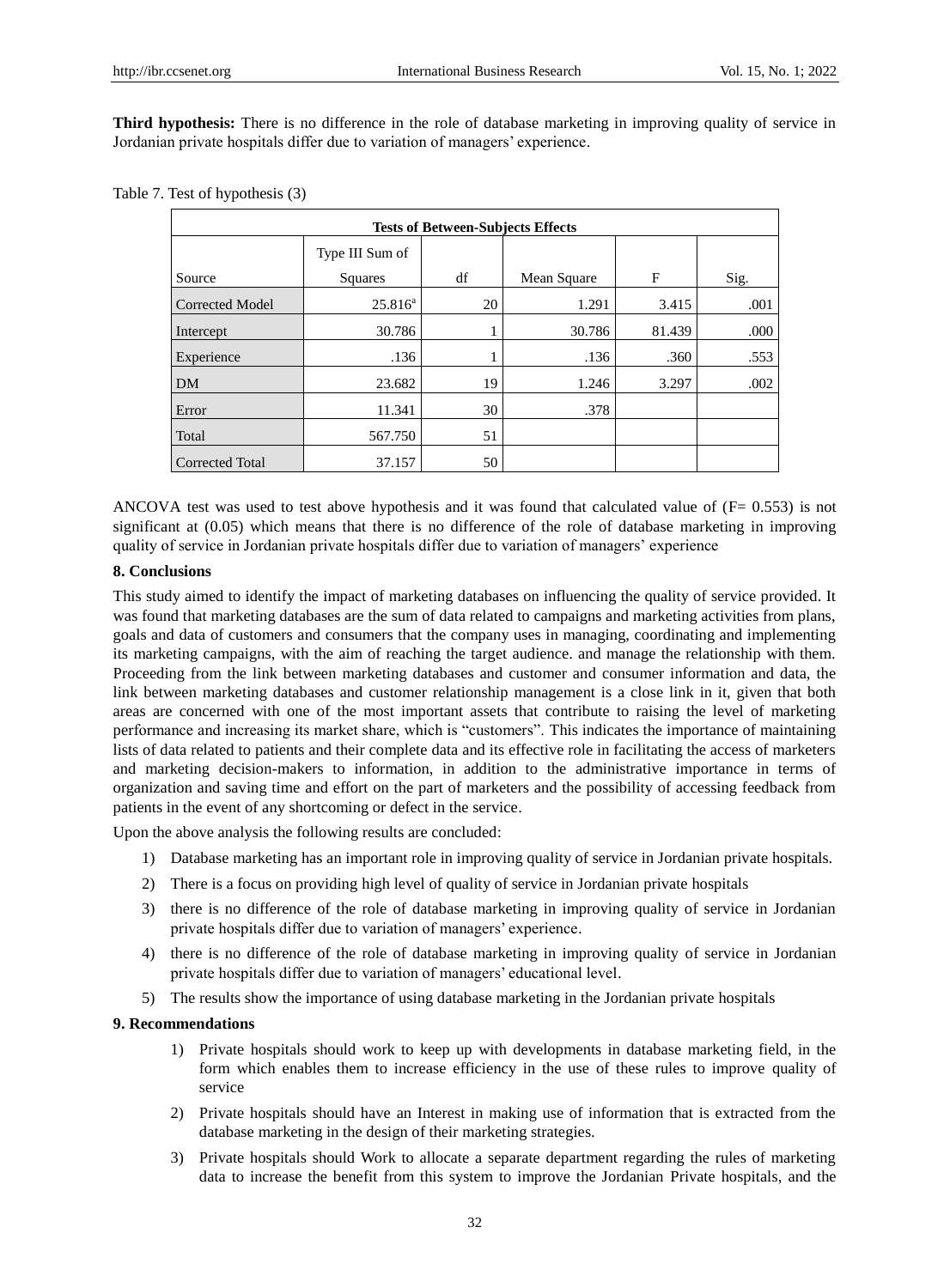**Third hypothesis:** There is no difference in the role of database marketing in improving quality of service in Jordanian private hospitals differ due to variation of managers' experience.

Table 7. Test of hypothesis (3)

| Tests of Between-Subjects Effects | | | | | |
|---|---|---|---|---|---|
| Source | Type III Sum of Squares | df | Mean Square | F | Sig. |
| Corrected Model | 25.816[a] | 20 | 1.291 | 3.415 | .001 |
| Intercept | 30.786 | 1 | 30.786 | 81.439 | .000 |
| Experience | .136 | 1 | .136 | .360 | .553 |
| DM | 23.682 | 19 | 1.246 | 3.297 | .002 |
| Error | 11.341 | 30 | .378 | | |
| Total | 567.750 | 51 | | | |
| Corrected Total | 37.157 | 50 | | | |

ANCOVA test was used to test above hypothesis and it was found that calculated value of (F= 0.553) is not significant at (0.05) which means that there is no difference of the role of database marketing in improving quality of service in Jordanian private hospitals differ due to variation of managers' experience

## 8. Conclusions

This study aimed to identify the impact of marketing databases on influencing the quality of service provided. It was found that marketing databases are the sum of data related to campaigns and marketing activities from plans, goals and data of customers and consumers that the company uses in managing, coordinating and implementing its marketing campaigns, with the aim of reaching the target audience. and manage the relationship with them. Proceeding from the link between marketing databases and customer and consumer information and data, the link between marketing databases and customer relationship management is a close link in it, given that both areas are concerned with one of the most important assets that contribute to raising the level of marketing performance and increasing its market share, which is "customers". This indicates the importance of maintaining lists of data related to patients and their complete data and its effective role in facilitating the access of marketers and marketing decision-makers to information, in addition to the administrative importance in terms of organization and saving time and effort on the part of marketers and the possibility of accessing feedback from patients in the event of any shortcoming or defect in the service.

Upon the above analysis the following results are concluded:

1) Database marketing has an important role in improving quality of service in Jordanian private hospitals.
2) There is a focus on providing high level of quality of service in Jordanian private hospitals
3) there is no difference of the role of database marketing in improving quality of service in Jordanian private hospitals differ due to variation of managers' experience.
4) there is no difference of the role of database marketing in improving quality of service in Jordanian private hospitals differ due to variation of managers' educational level.
5) The results show the importance of using database marketing in the Jordanian private hospitals

## 9. Recommendations

1) Private hospitals should work to keep up with developments in database marketing field, in the form which enables them to increase efficiency in the use of these rules to improve quality of service
2) Private hospitals should have an Interest in making use of information that is extracted from the database marketing in the design of their marketing strategies.
3) Private hospitals should Work to allocate a separate department regarding the rules of marketing data to increase the benefit from this system to improve the Jordanian Private hospitals, and the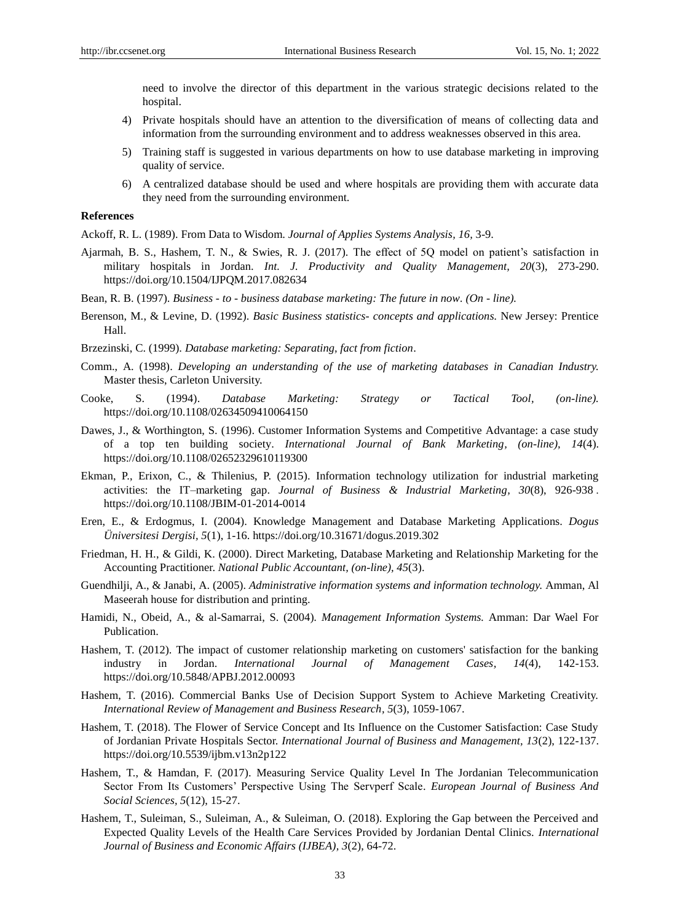need to involve the director of this department in the various strategic decisions related to the hospital.

4) Private hospitals should have an attention to the diversification of means of collecting data and information from the surrounding environment and to address weaknesses observed in this area.

5) Training staff is suggested in various departments on how to use database marketing in improving quality of service.

6) A centralized database should be used and where hospitals are providing them with accurate data they need from the surrounding environment.

**References**

Ackoff, R. L. (1989). From Data to Wisdom. *Journal of Applies Systems Analysis*, *16*, 3-9.

Ajarmah, B. S., Hashem, T. N., & Swies, R. J. (2017). The effect of 5Q model on patient's satisfaction in military hospitals in Jordan. *Int. J. Productivity and Quality Management, 20*(3), 273-290. https://doi.org/10.1504/IJPQM.2017.082634

Bean, R. B. (1997). *Business - to - business database marketing: The future in now. (On - line).*

Berenson, M., & Levine, D. (1992). *Basic Business statistics- concepts and applications.* New Jersey: Prentice Hall.

Brzezinski, C. (1999). *Database marketing: Separating, fact from fiction*.

Comm., A. (1998). *Developing an understanding of the use of marketing databases in Canadian Industry.* Master thesis, Carleton University.

Cooke, S. (1994). *Database Marketing: Strategy or Tactical Tool, (on-line).* https://doi.org/10.1108/02634509410064150

Dawes, J., & Worthington, S. (1996). Customer Information Systems and Competitive Advantage: a case study of a top ten building society. *International Journal of Bank Marketing, (on-line), 14*(4). https://doi.org/10.1108/02652329610119300

Ekman, P., Erixon, C., & Thilenius, P. (2015). Information technology utilization for industrial marketing activities: the IT–marketing gap. *Journal of Business & Industrial Marketing, 30*(8), 926-938. https://doi.org/10.1108/JBIM-01-2014-0014

Eren, E., & Erdogmus, I. (2004). Knowledge Management and Database Marketing Applications. *Dogus Üniversitesi Dergisi, 5*(1), 1-16. https://doi.org/10.31671/dogus.2019.302

Friedman, H. H., & Gildi, K. (2000). Direct Marketing, Database Marketing and Relationship Marketing for the Accounting Practitioner. *National Public Accountant, (on-line), 45*(3).

Guendhilji, A., & Janabi, A. (2005). *Administrative information systems and information technology.* Amman, Al Maseerah house for distribution and printing.

Hamidi, N., Obeid, A., & al-Samarrai, S. (2004). *Management Information Systems.* Amman: Dar Wael For Publication.

Hashem, T. (2012). The impact of customer relationship marketing on customers' satisfaction for the banking industry in Jordan. *International Journal of Management Cases, 14*(4), 142-153. https://doi.org/10.5848/APBJ.2012.00093

Hashem, T. (2016). Commercial Banks Use of Decision Support System to Achieve Marketing Creativity. *International Review of Management and Business Research, 5*(3), 1059-1067.

Hashem, T. (2018). The Flower of Service Concept and Its Influence on the Customer Satisfaction: Case Study of Jordanian Private Hospitals Sector. *International Journal of Business and Management, 13*(2), 122-137. https://doi.org/10.5539/ijbm.v13n2p122

Hashem, T., & Hamdan, F. (2017). Measuring Service Quality Level In The Jordanian Telecommunication Sector From Its Customers' Perspective Using The Servperf Scale. *European Journal of Business And Social Sciences, 5*(12), 15-27.

Hashem, T., Suleiman, S., Suleiman, A., & Suleiman, O. (2018). Exploring the Gap between the Perceived and Expected Quality Levels of the Health Care Services Provided by Jordanian Dental Clinics. *International Journal of Business and Economic Affairs (IJBEA), 3*(2), 64-72.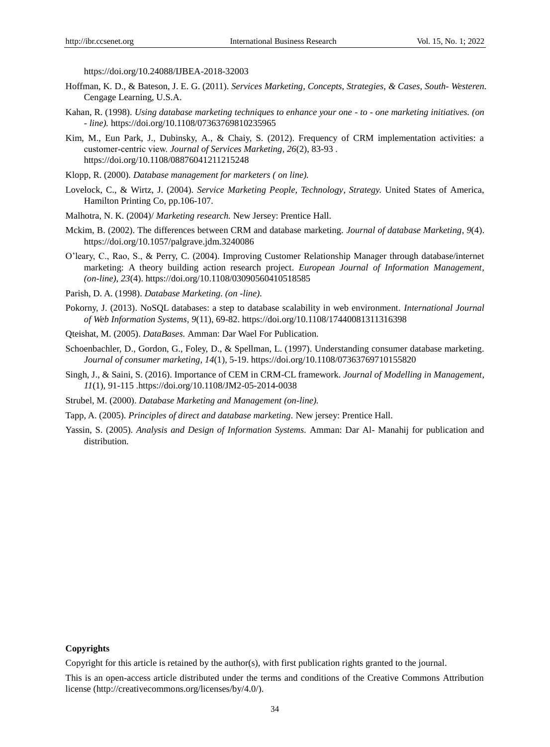https://doi.org/10.24088/IJBEA-2018-32003

Hoffman, K. D., & Bateson, J. E. G. (2011). *Services Marketing, Concepts, Strategies, & Cases, South- Westeren.* Cengage Learning, U.S.A.

Kahan, R. (1998). *Using database marketing techniques to enhance your one - to - one marketing initiatives. (on - line).* https://doi.org/10.1108/07363769810235965

Kim, M., Eun Park, J., Dubinsky, A., & Chaiy, S. (2012). Frequency of CRM implementation activities: a customer-centric view. *Journal of Services Marketing, 26*(2), 83-93 . https://doi.org/10.1108/08876041211215248

Klopp, R. (2000). *Database management for marketers ( on line).*

Lovelock, C., & Wirtz, J. (2004). *Service Marketing People, Technology, Strategy.* United States of America, Hamilton Printing Co, pp.106-107.

Malhotra, N. K. (2004)/ *Marketing research.* New Jersey: Prentice Hall.

Mckim, B. (2002). The differences between CRM and database marketing. *Journal of database Marketing, 9*(4). https://doi.org/10.1057/palgrave.jdm.3240086

O'leary, C., Rao, S., & Perry, C. (2004). Improving Customer Relationship Manager through database/internet marketing: A theory building action research project. *European Journal of Information Management, (on-line), 23*(4). https://doi.org/10.1108/03090560410518585

Parish, D. A. (1998). *Database Marketing. (on -line).*

Pokorny, J. (2013). NoSQL databases: a step to database scalability in web environment. *International Journal of Web Information Systems, 9*(11), 69-82. https://doi.org/10.1108/17440081311316398

Qteishat, M. (2005). *DataBases.* Amman: Dar Wael For Publication.

Schoenbachler, D., Gordon, G., Foley, D., & Spellman, L. (1997). Understanding consumer database marketing. *Journal of consumer marketing, 14*(1), 5-19. https://doi.org/10.1108/07363769710155820

Singh, J., & Saini, S. (2016). Importance of CEM in CRM-CL framework. *Journal of Modelling in Management, 11*(1), 91-115 .https://doi.org/10.1108/JM2-05-2014-0038

Strubel, M. (2000). *Database Marketing and Management (on-line).*

Tapp, A. (2005). *Principles of direct and database marketing*. New jersey: Prentice Hall.

Yassin, S. (2005). *Analysis and Design of Information Systems.* Amman: Dar Al- Manahij for publication and distribution.

**Copyrights**

Copyright for this article is retained by the author(s), with first publication rights granted to the journal.

This is an open-access article distributed under the terms and conditions of the Creative Commons Attribution license (http://creativecommons.org/licenses/by/4.0/).